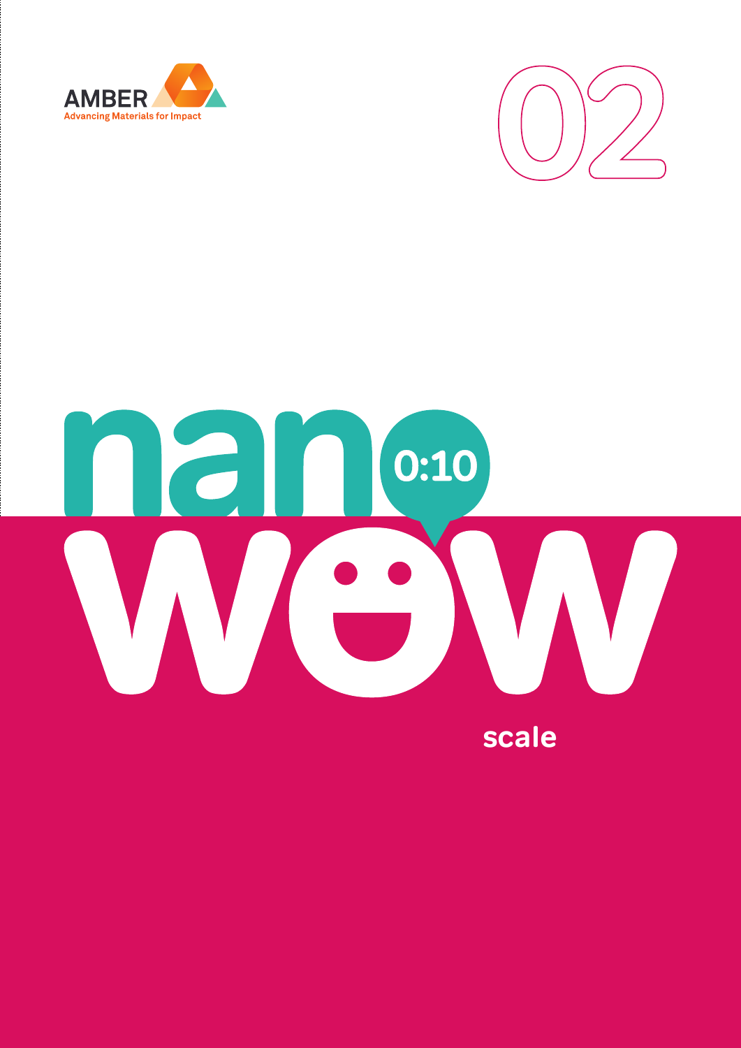AMBER

Advancing Materials for Impact

02

# nano 0:10 wow

scale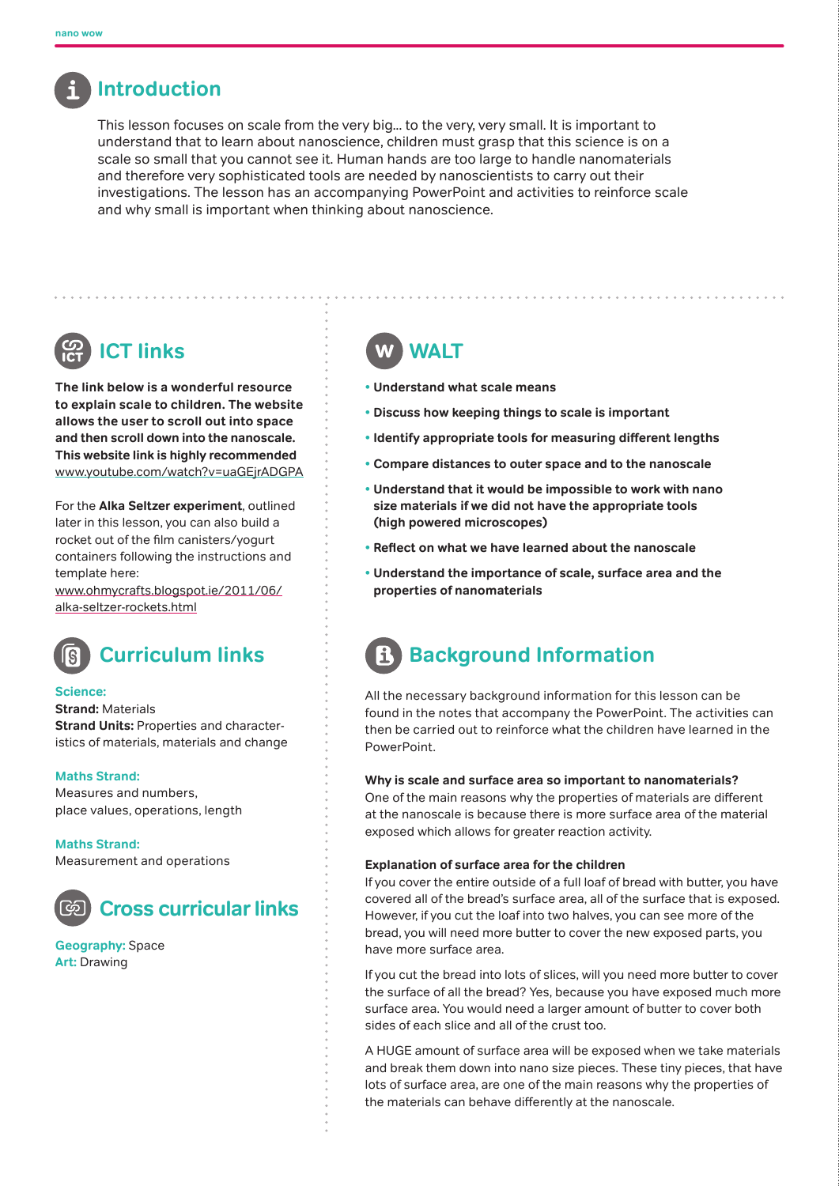## Introduction

This lesson focuses on scale from the very big... to the very, very small. It is important to understand that to learn about nanoscience, children must grasp that this science is on a scale so small that you cannot see it. Human hands are too large to handle nanomaterials and therefore very sophisticated tools are needed by nanoscientists to carry out their investigations. The lesson has an accompanying PowerPoint and activities to reinforce scale and why small is important when thinking about nanoscience.

## ICT links

**The link below is a wonderful resource to explain scale to children. The website allows the user to scroll out into space and then scroll down into the nanoscale. This website link is highly recommended** www.youtube.com/watch?v=uaGEjrADGPA

For the **Alka Seltzer experiment**, outlined later in this lesson, you can also build a rocket out of the film canisters/yogurt containers following the instructions and template here:
www.ohmycrafts.blogspot.ie/2011/06/alka-seltzer-rockets.html

## Curriculum links

**Science:**
**Strand:** Materials
**Strand Units:** Properties and characteristics of materials, materials and change

**Maths Strand:**
Measures and numbers, place values, operations, length

**Maths Strand:**
Measurement and operations

## Cross curricular links

**Geography:** Space
**Art:** Drawing

## WALT

- **Understand what scale means**
- **Discuss how keeping things to scale is important**
- **Identify appropriate tools for measuring different lengths**
- **Compare distances to outer space and to the nanoscale**
- **Understand that it would be impossible to work with nano size materials if we did not have the appropriate tools (high powered microscopes)**
- **Reflect on what we have learned about the nanoscale**
- **Understand the importance of scale, surface area and the properties of nanomaterials**

## Background Information

All the necessary background information for this lesson can be found in the notes that accompany the PowerPoint. The activities can then be carried out to reinforce what the children have learned in the PowerPoint.

**Why is scale and surface area so important to nanomaterials?**
One of the main reasons why the properties of materials are different at the nanoscale is because there is more surface area of the material exposed which allows for greater reaction activity.

**Explanation of surface area for the children**
If you cover the entire outside of a full loaf of bread with butter, you have covered all of the bread's surface area, all of the surface that is exposed. However, if you cut the loaf into two halves, you can see more of the bread, you will need more butter to cover the new exposed parts, you have more surface area.

If you cut the bread into lots of slices, will you need more butter to cover the surface of all the bread? Yes, because you have exposed much more surface area. You would need a larger amount of butter to cover both sides of each slice and all of the crust too.

A HUGE amount of surface area will be exposed when we take materials and break them down into nano size pieces. These tiny pieces, that have lots of surface area, are one of the main reasons why the properties of the materials can behave differently at the nanoscale.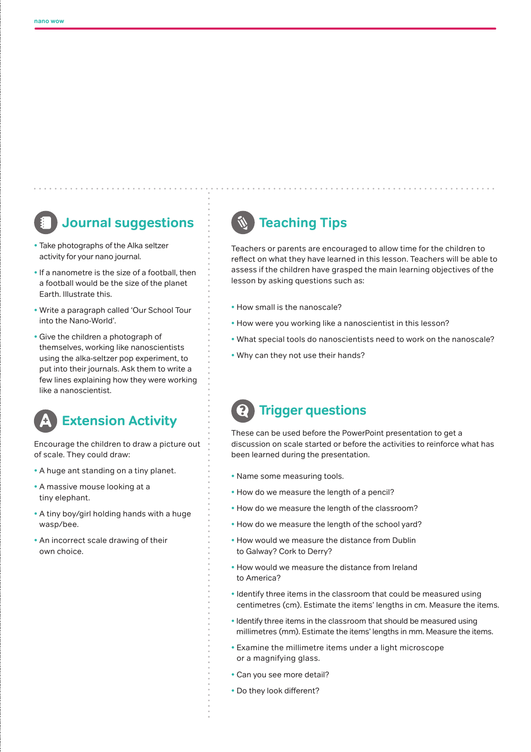## Journal suggestions

- Take photographs of the Alka seltzer activity for your nano journal.
- If a nanometre is the size of a football, then a football would be the size of the planet Earth. Illustrate this.
- Write a paragraph called 'Our School Tour into the Nano-World'.
- Give the children a photograph of themselves, working like nanoscientists using the alka-seltzer pop experiment, to put into their journals. Ask them to write a few lines explaining how they were working like a nanoscientist.

## Extension Activity

Encourage the children to draw a picture out of scale. They could draw:

- A huge ant standing on a tiny planet.
- A massive mouse looking at a tiny elephant.
- A tiny boy/girl holding hands with a huge wasp/bee.
- An incorrect scale drawing of their own choice.

## Teaching Tips

Teachers or parents are encouraged to allow time for the children to reflect on what they have learned in this lesson. Teachers will be able to assess if the children have grasped the main learning objectives of the lesson by asking questions such as:

- How small is the nanoscale?
- How were you working like a nanoscientist in this lesson?
- What special tools do nanoscientists need to work on the nanoscale?
- Why can they not use their hands?

## Trigger questions

These can be used before the PowerPoint presentation to get a discussion on scale started or before the activities to reinforce what has been learned during the presentation.

- Name some measuring tools.
- How do we measure the length of a pencil?
- How do we measure the length of the classroom?
- How do we measure the length of the school yard?
- How would we measure the distance from Dublin to Galway? Cork to Derry?
- How would we measure the distance from Ireland to America?
- Identify three items in the classroom that could be measured using centimetres (cm). Estimate the items' lengths in cm. Measure the items.
- Identify three items in the classroom that should be measured using millimetres (mm). Estimate the items' lengths in mm. Measure the items.
- Examine the millimetre items under a light microscope or a magnifying glass.
- Can you see more detail?
- Do they look different?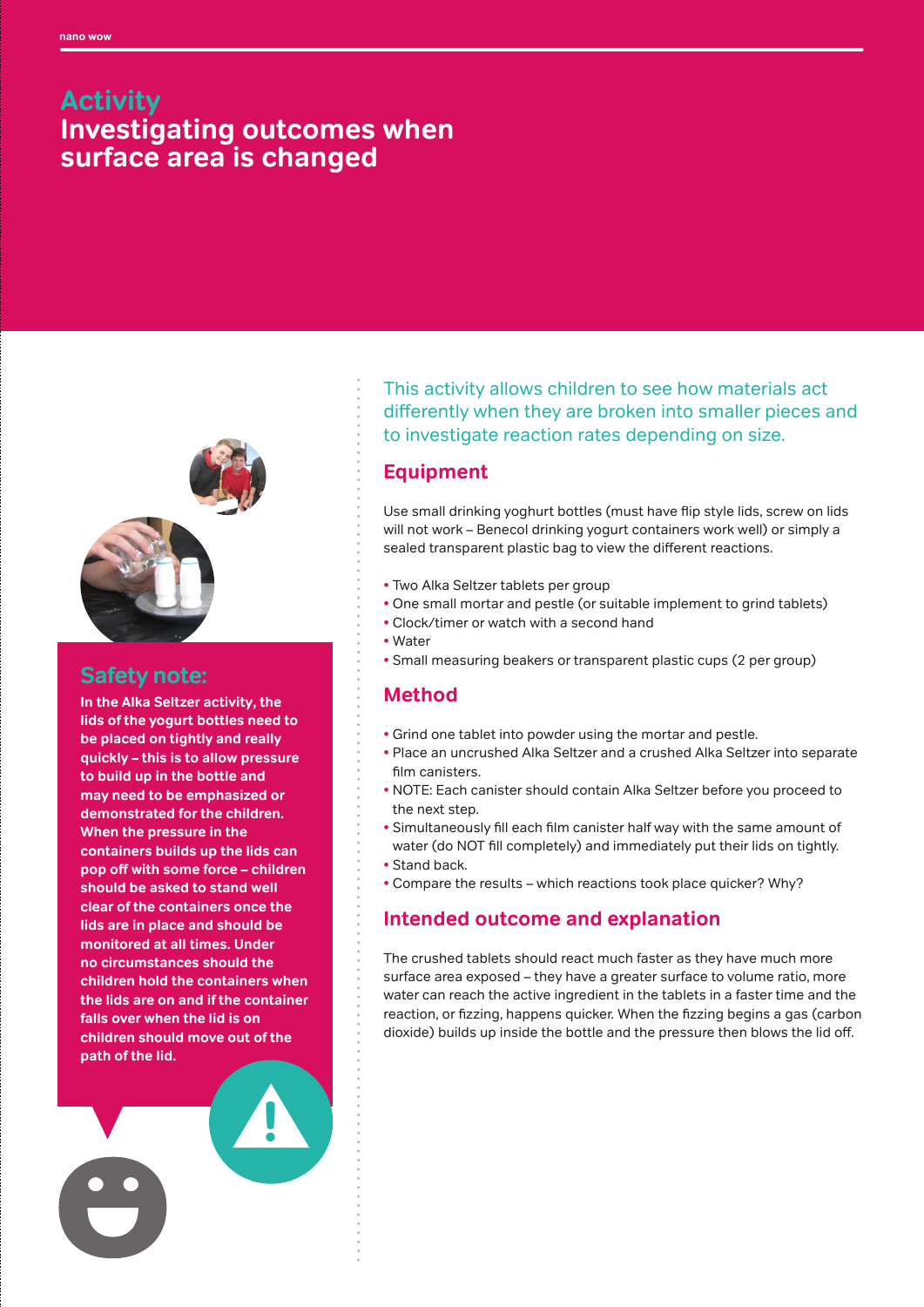# Activity
# Investigating outcomes when surface area is changed

## Safety note:

**In the Alka Seltzer activity, the lids of the yogurt bottles need to be placed on tightly and really quickly – this is to allow pressure to build up in the bottle and may need to be emphasized or demonstrated for the children. When the pressure in the containers builds up the lids can pop off with some force – children should be asked to stand well clear of the containers once the lids are in place and should be monitored at all times. Under no circumstances should the children hold the containers when the lids are on and if the container falls over when the lid is on children should move out of the path of the lid.**

This activity allows children to see how materials act differently when they are broken into smaller pieces and to investigate reaction rates depending on size.

## Equipment

Use small drinking yoghurt bottles (must have flip style lids, screw on lids will not work – Benecol drinking yogurt containers work well) or simply a sealed transparent plastic bag to view the different reactions.

- Two Alka Seltzer tablets per group
- One small mortar and pestle (or suitable implement to grind tablets)
- Clock/timer or watch with a second hand
- Water
- Small measuring beakers or transparent plastic cups (2 per group)

## Method

- Grind one tablet into powder using the mortar and pestle.
- Place an uncrushed Alka Seltzer and a crushed Alka Seltzer into separate film canisters.
- NOTE: Each canister should contain Alka Seltzer before you proceed to the next step.
- Simultaneously fill each film canister half way with the same amount of water (do NOT fill completely) and immediately put their lids on tightly.
- Stand back.
- Compare the results – which reactions took place quicker? Why?

## Intended outcome and explanation

The crushed tablets should react much faster as they have much more surface area exposed – they have a greater surface to volume ratio, more water can reach the active ingredient in the tablets in a faster time and the reaction, or fizzing, happens quicker. When the fizzing begins a gas (carbon dioxide) builds up inside the bottle and the pressure then blows the lid off.